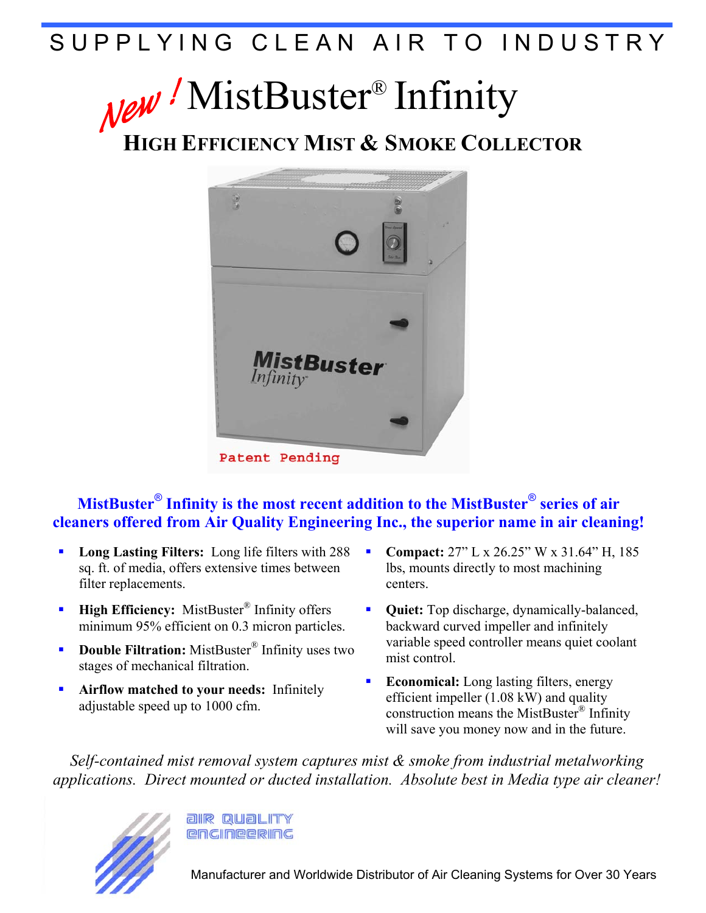SUPPLYING CLEAN AIR TO INDUSTRY

# *New!* MistBuster® Infinity

## HIGH EFFICIENCY MIST & SMOKE COLLECTOR

Patent Pending

**MistBuster® Infinity is the most recent addition to the MistBuster® series of air cleaners offered from Air Quality Engineering Inc., the superior name in air cleaning!**

- **Long Lasting Filters:** Long life filters with 288 sq. ft. of media, offers extensive times between filter replacements.
- **High Efficiency:** MistBuster® Infinity offers minimum 95% efficient on 0.3 micron particles.
- **Double Filtration:** MistBuster® Infinity uses two stages of mechanical filtration.
- **Airflow matched to your needs:** Infinitely adjustable speed up to 1000 cfm.
- **Compact:** 27" L x 26.25" W x 31.64" H, 185 lbs, mounts directly to most machining centers.
- **Quiet:** Top discharge, dynamically-balanced, backward curved impeller and infinitely variable speed controller means quiet coolant mist control.
- **Economical:** Long lasting filters, energy efficient impeller (1.08 kW) and quality construction means the MistBuster® Infinity will save you money now and in the future.

*Self-contained mist removal system captures mist & smoke from industrial metalworking applications. Direct mounted or ducted installation. Absolute best in Media type air cleaner!*

AIR QUALITY ENGINEERING

Manufacturer and Worldwide Distributor of Air Cleaning Systems for Over 30 Years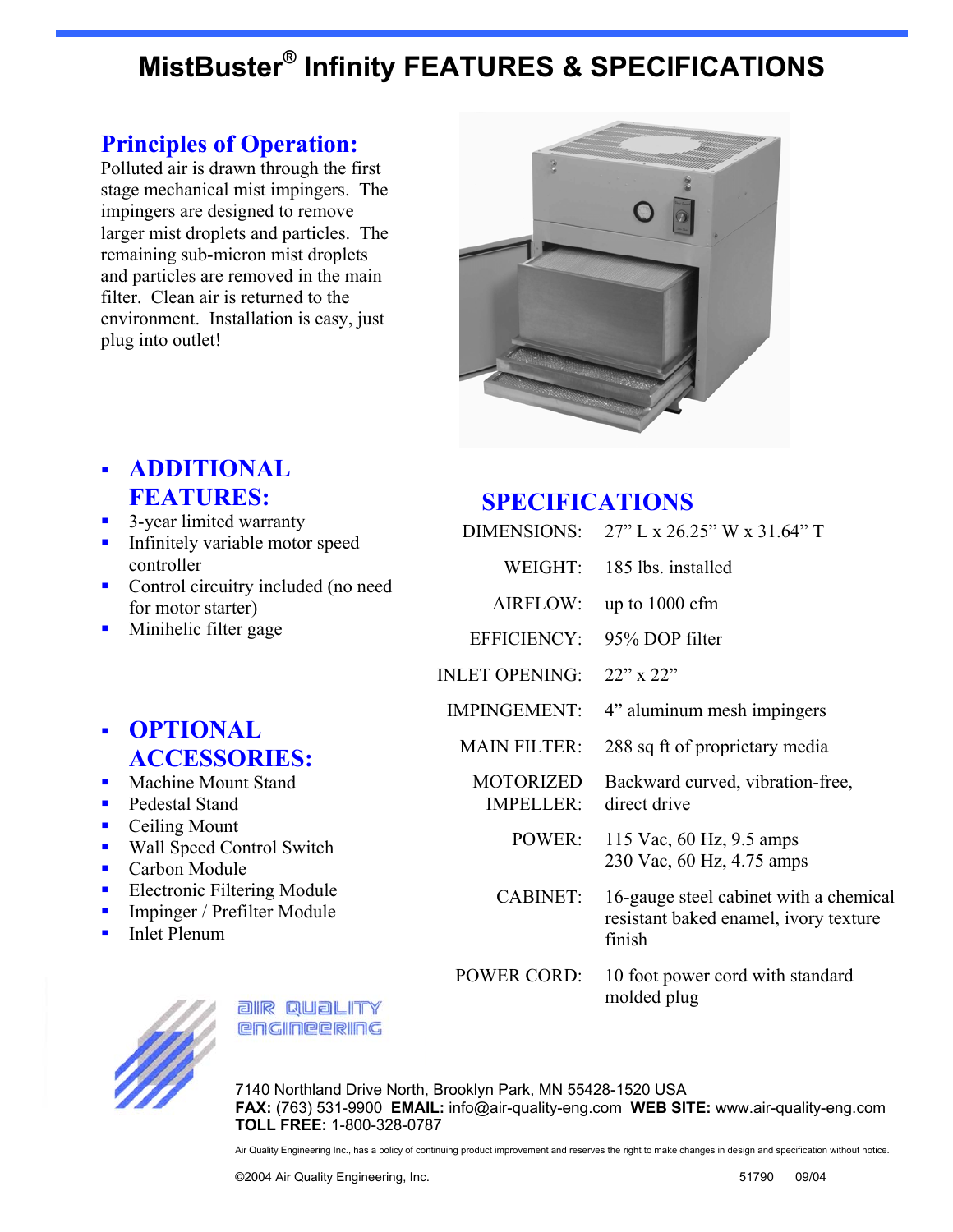# MistBuster® Infinity FEATURES & SPECIFICATIONS

## Principles of Operation:

Polluted air is drawn through the first stage mechanical mist impingers. The impingers are designed to remove larger mist droplets and particles. The remaining sub-micron mist droplets and particles are removed in the main filter. Clean air is returned to the environment. Installation is easy, just plug into outlet!

## ADDITIONAL FEATURES:

- 3-year limited warranty
- Infinitely variable motor speed controller
- Control circuitry included (no need for motor starter)
- Minihelic filter gage

## OPTIONAL ACCESSORIES:

- Machine Mount Stand
- Pedestal Stand
- Ceiling Mount
- Wall Speed Control Switch
- Carbon Module
- Electronic Filtering Module
- Impinger / Prefilter Module
- Inlet Plenum

## SPECIFICATIONS

| | |
|---|---|
| DIMENSIONS: | 27" L x 26.25" W x 31.64" T |
| WEIGHT: | 185 lbs. installed |
| AIRFLOW: | up to 1000 cfm |
| EFFICIENCY: | 95% DOP filter |
| INLET OPENING: | 22" x 22" |
| IMPINGEMENT: | 4" aluminum mesh impingers |
| MAIN FILTER: | 288 sq ft of proprietary media |
| MOTORIZED IMPELLER: | Backward curved, vibration-free, direct drive |
| POWER: | 115 Vac, 60 Hz, 9.5 amps<br>230 Vac, 60 Hz, 4.75 amps |
| CABINET: | 16-gauge steel cabinet with a chemical resistant baked enamel, ivory texture finish |
| POWER CORD: | 10 foot power cord with standard molded plug |

AIR QUALITY ENGINEERING

7140 Northland Drive North, Brooklyn Park, MN 55428-1520 USA
**FAX:** (763) 531-9900 **EMAIL:** info@air-quality-eng.com **WEB SITE:** www.air-quality-eng.com
**TOLL FREE:** 1-800-328-0787

Air Quality Engineering Inc., has a policy of continuing product improvement and reserves the right to make changes in design and specification without notice.

©2004 Air Quality Engineering, Inc. 51790 09/04